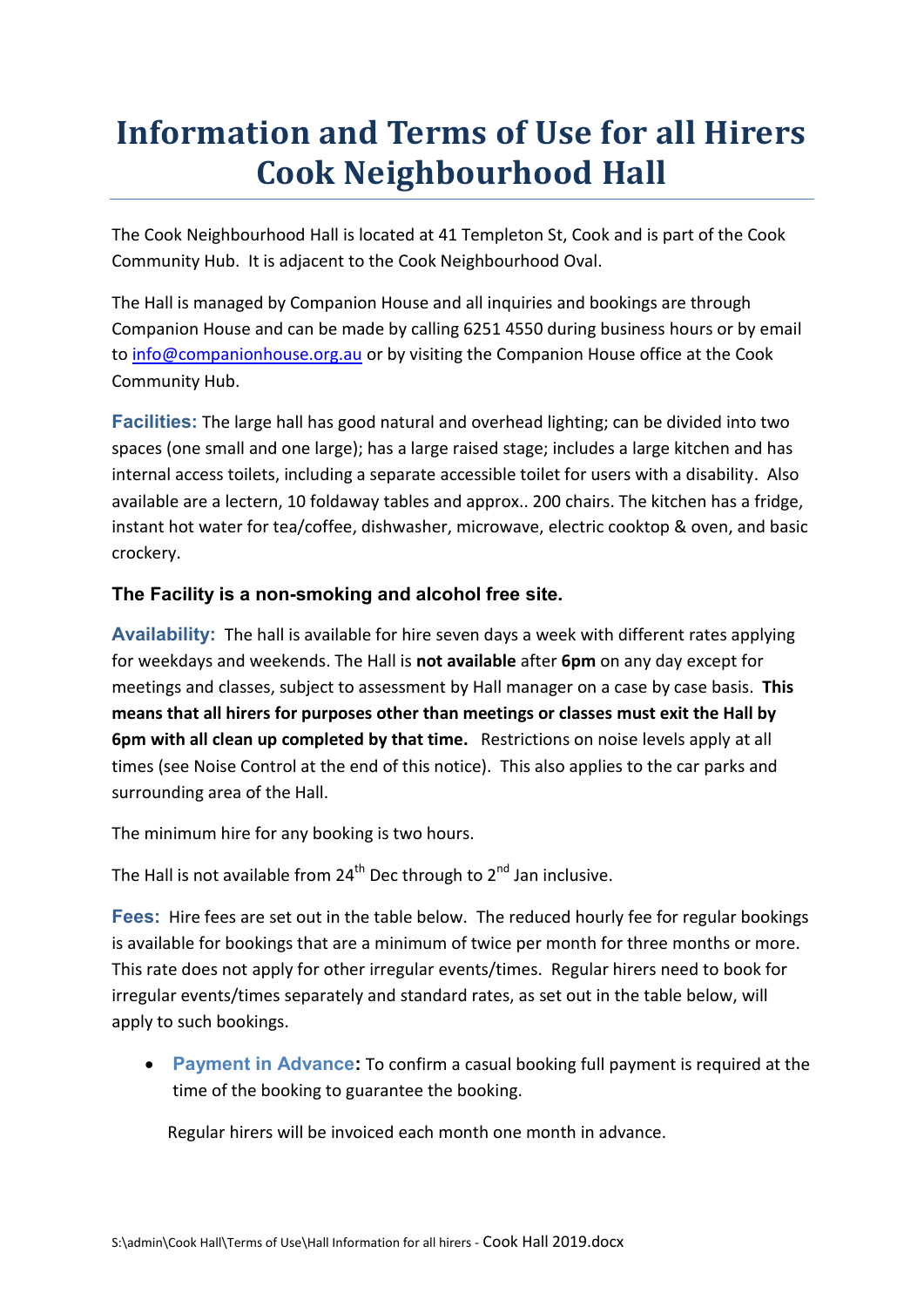# Information and Terms of Use for all Hirers Cook Neighbourhood Hall

The Cook Neighbourhood Hall is located at 41 Templeton St, Cook and is part of the Cook Community Hub. It is adjacent to the Cook Neighbourhood Oval.

The Hall is managed by Companion House and all inquiries and bookings are through Companion House and can be made by calling 6251 4550 during business hours or by email to info@companionhouse.org.au or by visiting the Companion House office at the Cook Community Hub.

**Facilities:** The large hall has good natural and overhead lighting; can be divided into two spaces (one small and one large); has a large raised stage; includes a large kitchen and has internal access toilets, including a separate accessible toilet for users with a disability. Also available are a lectern, 10 foldaway tables and approx.. 200 chairs. The kitchen has a fridge, instant hot water for tea/coffee, dishwasher, microwave, electric cooktop & oven, and basic crockery.

**The Facility is a non-smoking and alcohol free site.**

**Availability:** The hall is available for hire seven days a week with different rates applying for weekdays and weekends. The Hall is **not available** after **6pm** on any day except for meetings and classes, subject to assessment by Hall manager on a case by case basis. **This means that all hirers for purposes other than meetings or classes must exit the Hall by 6pm with all clean up completed by that time.** Restrictions on noise levels apply at all times (see Noise Control at the end of this notice). This also applies to the car parks and surrounding area of the Hall.

The minimum hire for any booking is two hours.

The Hall is not available from 24th Dec through to 2nd Jan inclusive.

**Fees:** Hire fees are set out in the table below. The reduced hourly fee for regular bookings is available for bookings that are a minimum of twice per month for three months or more. This rate does not apply for other irregular events/times. Regular hirers need to book for irregular events/times separately and standard rates, as set out in the table below, will apply to such bookings.

- **Payment in Advance:** To confirm a casual booking full payment is required at the time of the booking to guarantee the booking.

  Regular hirers will be invoiced each month one month in advance.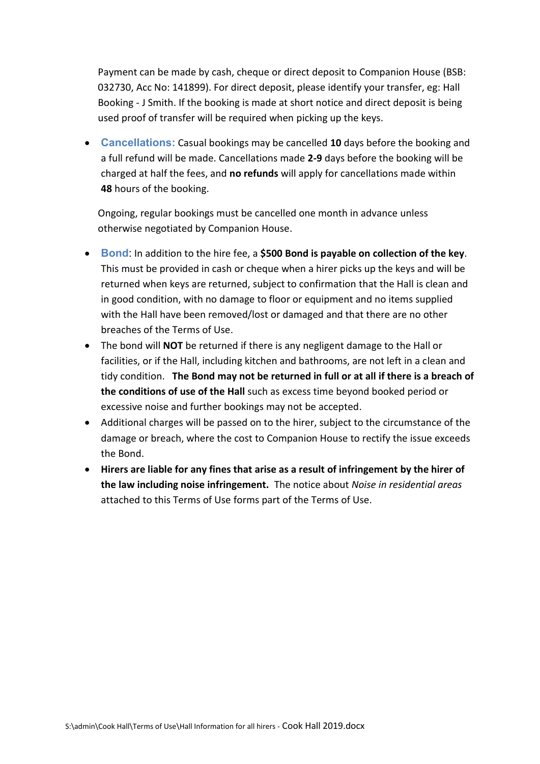Payment can be made by cash, cheque or direct deposit to Companion House (BSB: 032730, Acc No: 141899). For direct deposit, please identify your transfer, eg: Hall Booking - J Smith. If the booking is made at short notice and direct deposit is being used proof of transfer will be required when picking up the keys.

- **Cancellations:** Casual bookings may be cancelled **10** days before the booking and a full refund will be made. Cancellations made **2-9** days before the booking will be charged at half the fees, and **no refunds** will apply for cancellations made within **48** hours of the booking.

  Ongoing, regular bookings must be cancelled one month in advance unless otherwise negotiated by Companion House.

- **Bond**: In addition to the hire fee, a **$500 Bond is payable on collection of the key**. This must be provided in cash or cheque when a hirer picks up the keys and will be returned when keys are returned, subject to confirmation that the Hall is clean and in good condition, with no damage to floor or equipment and no items supplied with the Hall have been removed/lost or damaged and that there are no other breaches of the Terms of Use.
- The bond will **NOT** be returned if there is any negligent damage to the Hall or facilities, or if the Hall, including kitchen and bathrooms, are not left in a clean and tidy condition. **The Bond may not be returned in full or at all if there is a breach of the conditions of use of the Hall** such as excess time beyond booked period or excessive noise and further bookings may not be accepted.
- Additional charges will be passed on to the hirer, subject to the circumstance of the damage or breach, where the cost to Companion House to rectify the issue exceeds the Bond.
- **Hirers are liable for any fines that arise as a result of infringement by the hirer of the law including noise infringement.** The notice about *Noise in residential areas* attached to this Terms of Use forms part of the Terms of Use.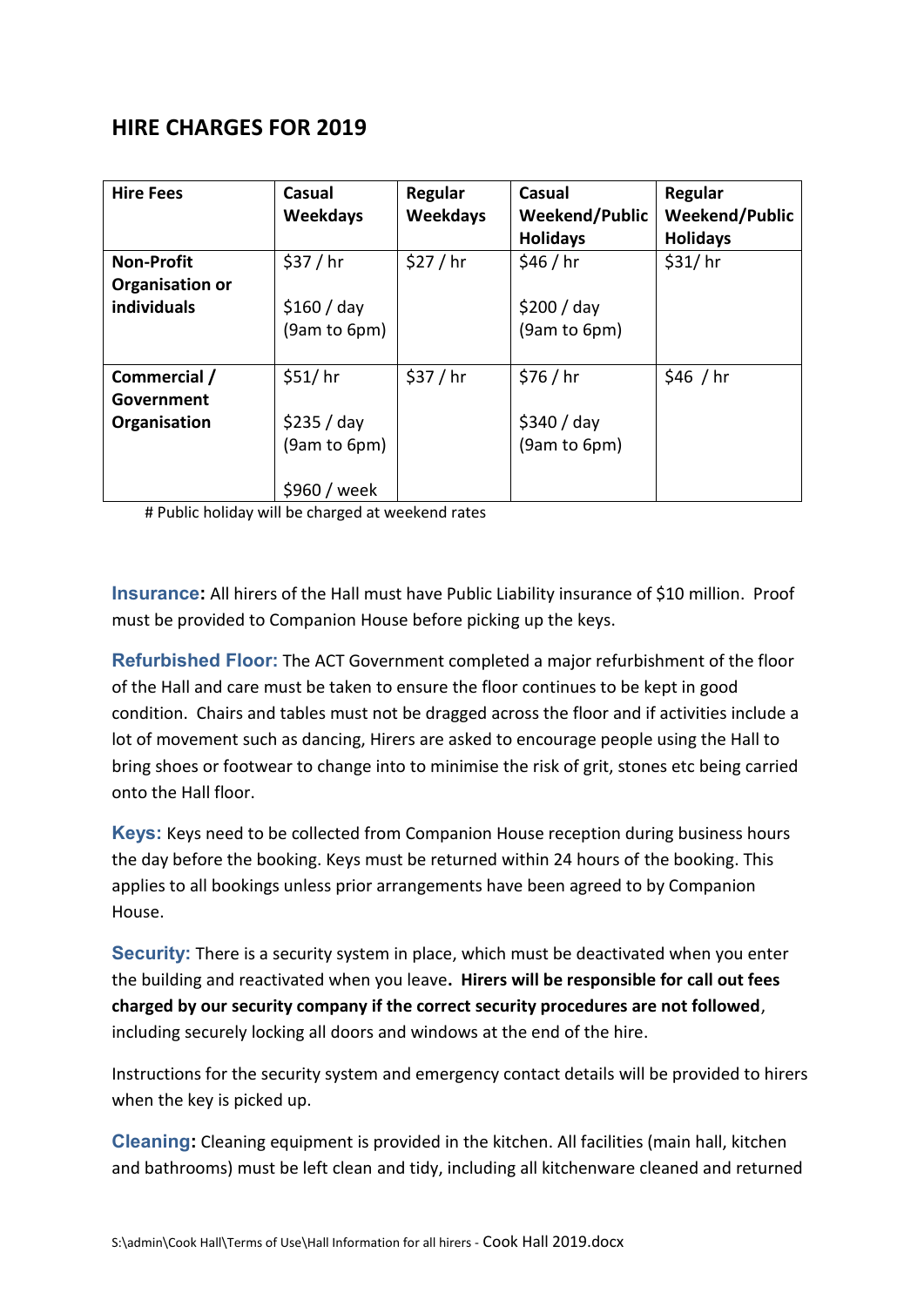## HIRE CHARGES FOR 2019

| Hire Fees | Casual Weekdays | Regular Weekdays | Casual Weekend/Public Holidays | Regular Weekend/Public Holidays |
|---|---|---|---|---|
| **Non-Profit Organisation or individuals** | $37 / hr<br><br>$160 / day (9am to 6pm) | $27 / hr | $46 / hr<br><br>$200 / day (9am to 6pm) | $31/ hr |
| **Commercial / Government Organisation** | $51/ hr<br><br>$235 / day (9am to 6pm)<br><br>$960 / week | $37 / hr | $76 / hr<br><br>$340 / day (9am to 6pm) | $46 / hr |

# Public holiday will be charged at weekend rates

**Insurance:** All hirers of the Hall must have Public Liability insurance of $10 million. Proof must be provided to Companion House before picking up the keys.

**Refurbished Floor:** The ACT Government completed a major refurbishment of the floor of the Hall and care must be taken to ensure the floor continues to be kept in good condition. Chairs and tables must not be dragged across the floor and if activities include a lot of movement such as dancing, Hirers are asked to encourage people using the Hall to bring shoes or footwear to change into to minimise the risk of grit, stones etc being carried onto the Hall floor.

**Keys:** Keys need to be collected from Companion House reception during business hours the day before the booking. Keys must be returned within 24 hours of the booking. This applies to all bookings unless prior arrangements have been agreed to by Companion House.

**Security:** There is a security system in place, which must be deactivated when you enter the building and reactivated when you leave**. Hirers will be responsible for call out fees charged by our security company if the correct security procedures are not followed**, including securely locking all doors and windows at the end of the hire.

Instructions for the security system and emergency contact details will be provided to hirers when the key is picked up.

**Cleaning:** Cleaning equipment is provided in the kitchen. All facilities (main hall, kitchen and bathrooms) must be left clean and tidy, including all kitchenware cleaned and returned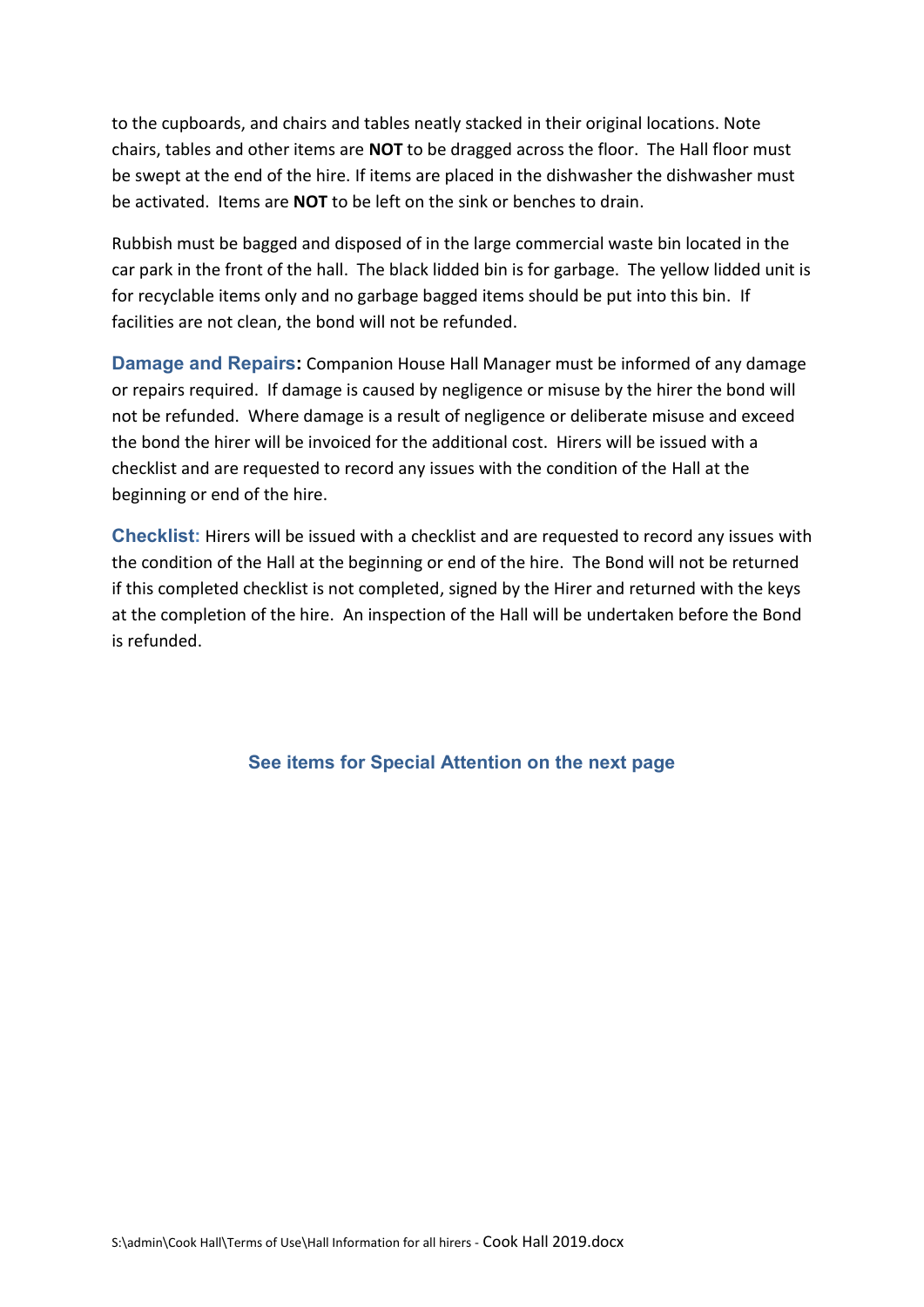to the cupboards, and chairs and tables neatly stacked in their original locations. Note chairs, tables and other items are **NOT** to be dragged across the floor. The Hall floor must be swept at the end of the hire. If items are placed in the dishwasher the dishwasher must be activated. Items are **NOT** to be left on the sink or benches to drain.

Rubbish must be bagged and disposed of in the large commercial waste bin located in the car park in the front of the hall. The black lidded bin is for garbage. The yellow lidded unit is for recyclable items only and no garbage bagged items should be put into this bin. If facilities are not clean, the bond will not be refunded.

**Damage and Repairs:** Companion House Hall Manager must be informed of any damage or repairs required. If damage is caused by negligence or misuse by the hirer the bond will not be refunded. Where damage is a result of negligence or deliberate misuse and exceed the bond the hirer will be invoiced for the additional cost. Hirers will be issued with a checklist and are requested to record any issues with the condition of the Hall at the beginning or end of the hire.

**Checklist:** Hirers will be issued with a checklist and are requested to record any issues with the condition of the Hall at the beginning or end of the hire. The Bond will not be returned if this completed checklist is not completed, signed by the Hirer and returned with the keys at the completion of the hire. An inspection of the Hall will be undertaken before the Bond is refunded.

**See items for Special Attention on the next page**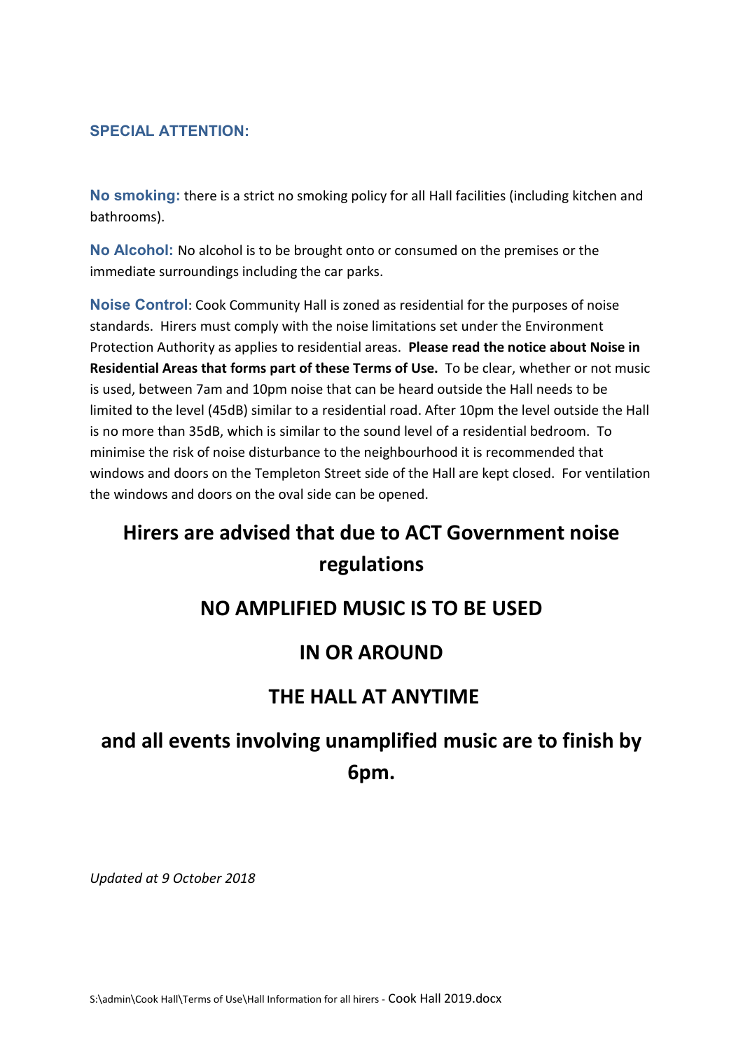### SPECIAL ATTENTION:

**No smoking:** there is a strict no smoking policy for all Hall facilities (including kitchen and bathrooms).

**No Alcohol:** No alcohol is to be brought onto or consumed on the premises or the immediate surroundings including the car parks.

**Noise Control**: Cook Community Hall is zoned as residential for the purposes of noise standards. Hirers must comply with the noise limitations set under the Environment Protection Authority as applies to residential areas. **Please read the notice about Noise in Residential Areas that forms part of these Terms of Use.** To be clear, whether or not music is used, between 7am and 10pm noise that can be heard outside the Hall needs to be limited to the level (45dB) similar to a residential road. After 10pm the level outside the Hall is no more than 35dB, which is similar to the sound level of a residential bedroom. To minimise the risk of noise disturbance to the neighbourhood it is recommended that windows and doors on the Templeton Street side of the Hall are kept closed. For ventilation the windows and doors on the oval side can be opened.

**Hirers are advised that due to ACT Government noise regulations**

**NO AMPLIFIED MUSIC IS TO BE USED**

**IN OR AROUND**

**THE HALL AT ANYTIME**

**and all events involving unamplified music are to finish by 6pm.**

*Updated at 9 October 2018*